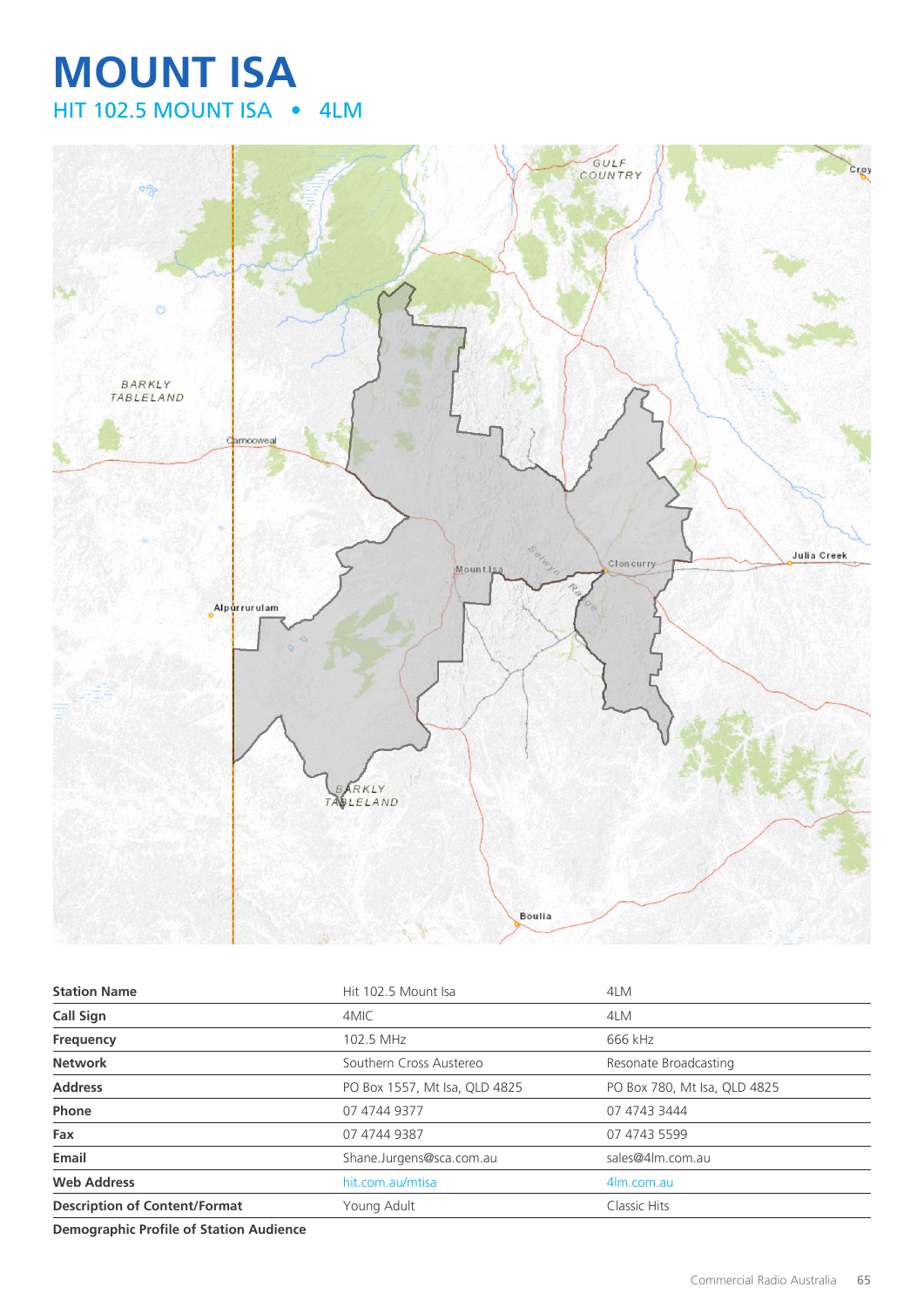# MOUNT ISA

## HIT 102.5 MOUNT ISA • 4LM

| Station Name | Hit 102.5 Mount Isa | 4LM |
|---|---|---|
| Call Sign | 4MIC | 4LM |
| Frequency | 102.5 MHz | 666 kHz |
| Network | Southern Cross Austereo | Resonate Broadcasting |
| Address | PO Box 1557, Mt Isa, QLD 4825 | PO Box 780, Mt Isa, QLD 4825 |
| Phone | 07 4744 9377 | 07 4743 3444 |
| Fax | 07 4744 9387 | 07 4743 5599 |
| Email | Shane.Jurgens@sca.com.au | sales@4lm.com.au |
| Web Address | hit.com.au/mtisa | 4lm.com.au |
| Description of Content/Format | Young Adult | Classic Hits |

**Demographic Profile of Station Audience**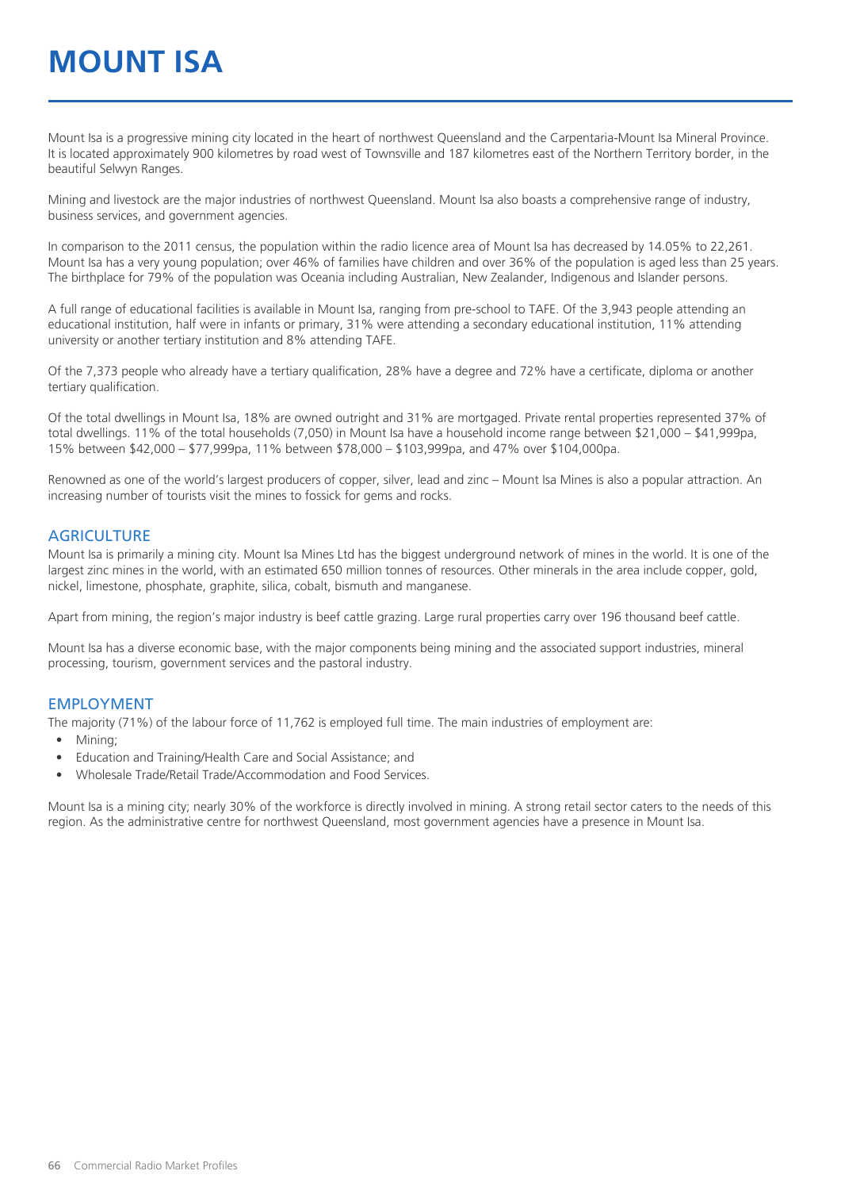# MOUNT ISA

Mount Isa is a progressive mining city located in the heart of northwest Queensland and the Carpentaria-Mount Isa Mineral Province. It is located approximately 900 kilometres by road west of Townsville and 187 kilometres east of the Northern Territory border, in the beautiful Selwyn Ranges.

Mining and livestock are the major industries of northwest Queensland. Mount Isa also boasts a comprehensive range of industry, business services, and government agencies.

In comparison to the 2011 census, the population within the radio licence area of Mount Isa has decreased by 14.05% to 22,261. Mount Isa has a very young population; over 46% of families have children and over 36% of the population is aged less than 25 years. The birthplace for 79% of the population was Oceania including Australian, New Zealander, Indigenous and Islander persons.

A full range of educational facilities is available in Mount Isa, ranging from pre-school to TAFE. Of the 3,943 people attending an educational institution, half were in infants or primary, 31% were attending a secondary educational institution, 11% attending university or another tertiary institution and 8% attending TAFE.

Of the 7,373 people who already have a tertiary qualification, 28% have a degree and 72% have a certificate, diploma or another tertiary qualification.

Of the total dwellings in Mount Isa, 18% are owned outright and 31% are mortgaged. Private rental properties represented 37% of total dwellings. 11% of the total households (7,050) in Mount Isa have a household income range between $21,000 – $41,999pa, 15% between $42,000 – $77,999pa, 11% between $78,000 – $103,999pa, and 47% over $104,000pa.

Renowned as one of the world's largest producers of copper, silver, lead and zinc – Mount Isa Mines is also a popular attraction. An increasing number of tourists visit the mines to fossick for gems and rocks.

## AGRICULTURE

Mount Isa is primarily a mining city. Mount Isa Mines Ltd has the biggest underground network of mines in the world. It is one of the largest zinc mines in the world, with an estimated 650 million tonnes of resources. Other minerals in the area include copper, gold, nickel, limestone, phosphate, graphite, silica, cobalt, bismuth and manganese.

Apart from mining, the region's major industry is beef cattle grazing. Large rural properties carry over 196 thousand beef cattle.

Mount Isa has a diverse economic base, with the major components being mining and the associated support industries, mineral processing, tourism, government services and the pastoral industry.

## EMPLOYMENT

The majority (71%) of the labour force of 11,762 is employed full time. The main industries of employment are:

- Mining;
- Education and Training/Health Care and Social Assistance; and
- Wholesale Trade/Retail Trade/Accommodation and Food Services.

Mount Isa is a mining city; nearly 30% of the workforce is directly involved in mining. A strong retail sector caters to the needs of this region. As the administrative centre for northwest Queensland, most government agencies have a presence in Mount Isa.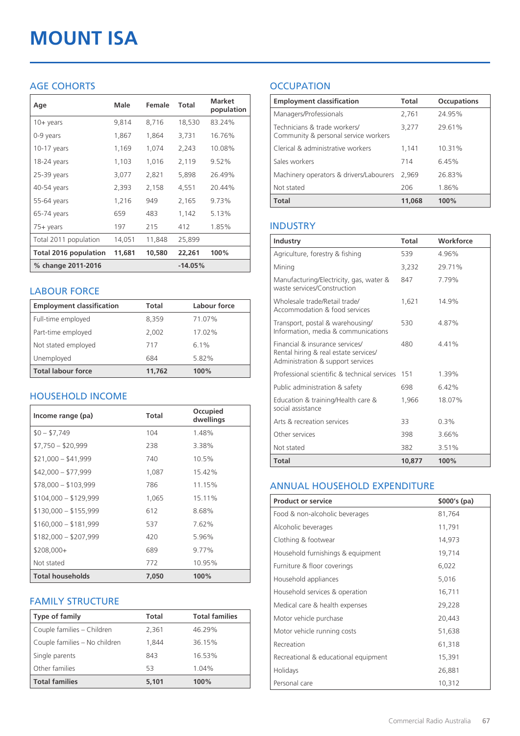# MOUNT ISA

## AGE COHORTS

| Age | Male | Female | Total | Market population |
|---|---|---|---|---|
| 10+ years | 9,814 | 8,716 | 18,530 | 83.24% |
| 0-9 years | 1,867 | 1,864 | 3,731 | 16.76% |
| 10-17 years | 1,169 | 1,074 | 2,243 | 10.08% |
| 18-24 years | 1,103 | 1,016 | 2,119 | 9.52% |
| 25-39 years | 3,077 | 2,821 | 5,898 | 26.49% |
| 40-54 years | 2,393 | 2,158 | 4,551 | 20.44% |
| 55-64 years | 1,216 | 949 | 2,165 | 9.73% |
| 65-74 years | 659 | 483 | 1,142 | 5.13% |
| 75+ years | 197 | 215 | 412 | 1.85% |
| Total 2011 population | 14,051 | 11,848 | 25,899 | |
| **Total 2016 population** | **11,681** | **10,580** | **22,261** | **100%** |
| **% change 2011-2016** | | | **-14.05%** | |

## LABOUR FORCE

| Employment classification | Total | Labour force |
|---|---|---|
| Full-time employed | 8,359 | 71.07% |
| Part-time employed | 2,002 | 17.02% |
| Not stated employed | 717 | 6.1% |
| Unemployed | 684 | 5.82% |
| **Total labour force** | **11,762** | **100%** |

## HOUSEHOLD INCOME

| Income range (pa) | Total | Occupied dwellings |
|---|---|---|
| $0 – $7,749 | 104 | 1.48% |
| $7,750 – $20,999 | 238 | 3.38% |
| $21,000 – $41,999 | 740 | 10.5% |
| $42,000 – $77,999 | 1,087 | 15.42% |
| $78,000 – $103,999 | 786 | 11.15% |
| $104,000 – $129,999 | 1,065 | 15.11% |
| $130,000 – $155,999 | 612 | 8.68% |
| $160,000 – $181,999 | 537 | 7.62% |
| $182,000 – $207,999 | 420 | 5.96% |
| $208,000+ | 689 | 9.77% |
| Not stated | 772 | 10.95% |
| **Total households** | **7,050** | **100%** |

## FAMILY STRUCTURE

| Type of family | Total | Total families |
|---|---|---|
| Couple families – Children | 2,361 | 46.29% |
| Couple families – No children | 1,844 | 36.15% |
| Single parents | 843 | 16.53% |
| Other families | 53 | 1.04% |
| **Total families** | **5,101** | **100%** |

## OCCUPATION

| Employment classification | Total | Occupations |
|---|---|---|
| Managers/Professionals | 2,761 | 24.95% |
| Technicians & trade workers/ Community & personal service workers | 3,277 | 29.61% |
| Clerical & administrative workers | 1,141 | 10.31% |
| Sales workers | 714 | 6.45% |
| Machinery operators & drivers/Labourers | 2,969 | 26.83% |
| Not stated | 206 | 1.86% |
| **Total** | **11,068** | **100%** |

## INDUSTRY

| Industry | Total | Workforce |
|---|---|---|
| Agriculture, forestry & fishing | 539 | 4.96% |
| Mining | 3,232 | 29.71% |
| Manufacturing/Electricity, gas, water & waste services/Construction | 847 | 7.79% |
| Wholesale trade/Retail trade/ Accommodation & food services | 1,621 | 14.9% |
| Transport, postal & warehousing/ Information, media & communications | 530 | 4.87% |
| Financial & insurance services/ Rental hiring & real estate services/ Administration & support services | 480 | 4.41% |
| Professional scientific & technical services | 151 | 1.39% |
| Public administration & safety | 698 | 6.42% |
| Education & training/Health care & social assistance | 1,966 | 18.07% |
| Arts & recreation services | 33 | 0.3% |
| Other services | 398 | 3.66% |
| Not stated | 382 | 3.51% |
| **Total** | **10,877** | **100%** |

## ANNUAL HOUSEHOLD EXPENDITURE

| Product or service | $000's (pa) |
|---|---|
| Food & non-alcoholic beverages | 81,764 |
| Alcoholic beverages | 11,791 |
| Clothing & footwear | 14,973 |
| Household furnishings & equipment | 19,714 |
| Furniture & floor coverings | 6,022 |
| Household appliances | 5,016 |
| Household services & operation | 16,711 |
| Medical care & health expenses | 29,228 |
| Motor vehicle purchase | 20,443 |
| Motor vehicle running costs | 51,638 |
| Recreation | 61,318 |
| Recreational & educational equipment | 15,391 |
| Holidays | 26,881 |
| Personal care | 10,312 |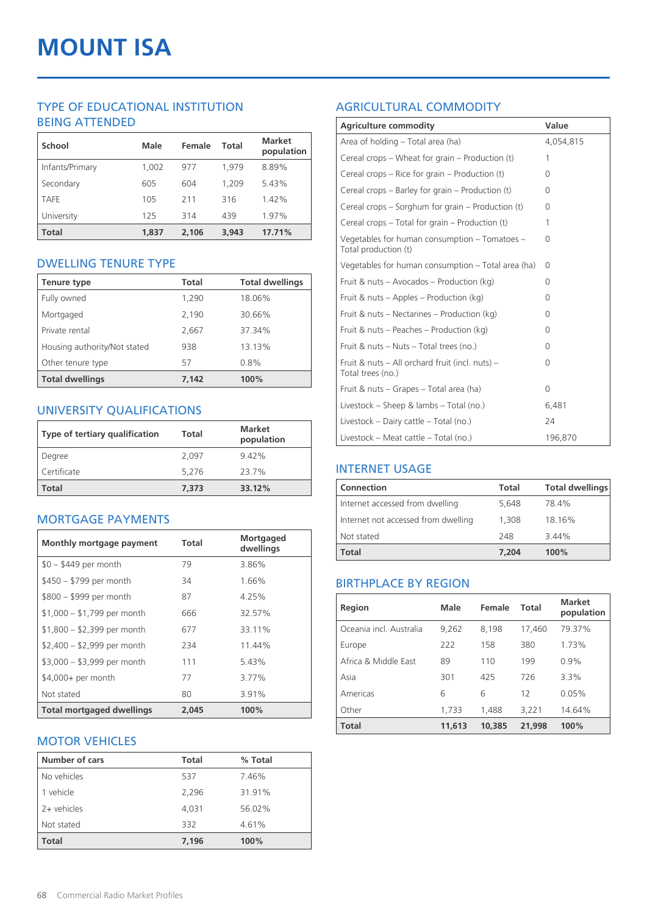# MOUNT ISA

## TYPE OF EDUCATIONAL INSTITUTION BEING ATTENDED

| School | Male | Female | Total | Market population |
|---|---|---|---|---|
| Infants/Primary | 1,002 | 977 | 1,979 | 8.89% |
| Secondary | 605 | 604 | 1,209 | 5.43% |
| TAFE | 105 | 211 | 316 | 1.42% |
| University | 125 | 314 | 439 | 1.97% |
| **Total** | **1,837** | **2,106** | **3,943** | **17.71%** |

## DWELLING TENURE TYPE

| Tenure type | Total | Total dwellings |
|---|---|---|
| Fully owned | 1,290 | 18.06% |
| Mortgaged | 2,190 | 30.66% |
| Private rental | 2,667 | 37.34% |
| Housing authority/Not stated | 938 | 13.13% |
| Other tenure type | 57 | 0.8% |
| **Total dwellings** | **7,142** | **100%** |

## UNIVERSITY QUALIFICATIONS

| Type of tertiary qualification | Total | Market population |
|---|---|---|
| Degree | 2,097 | 9.42% |
| Certificate | 5,276 | 23.7% |
| **Total** | **7,373** | **33.12%** |

## MORTGAGE PAYMENTS

| Monthly mortgage payment | Total | Mortgaged dwellings |
|---|---|---|
| $0 – $449 per month | 79 | 3.86% |
| $450 – $799 per month | 34 | 1.66% |
| $800 – $999 per month | 87 | 4.25% |
| $1,000 – $1,799 per month | 666 | 32.57% |
| $1,800 – $2,399 per month | 677 | 33.11% |
| $2,400 – $2,999 per month | 234 | 11.44% |
| $3,000 – $3,999 per month | 111 | 5.43% |
| $4,000+ per month | 77 | 3.77% |
| Not stated | 80 | 3.91% |
| **Total mortgaged dwellings** | **2,045** | **100%** |

## MOTOR VEHICLES

| Number of cars | Total | % Total |
|---|---|---|
| No vehicles | 537 | 7.46% |
| 1 vehicle | 2,296 | 31.91% |
| 2+ vehicles | 4,031 | 56.02% |
| Not stated | 332 | 4.61% |
| **Total** | **7,196** | **100%** |

## AGRICULTURAL COMMODITY

| Agriculture commodity | Value |
|---|---|
| Area of holding – Total area (ha) | 4,054,815 |
| Cereal crops – Wheat for grain – Production (t) | 1 |
| Cereal crops – Rice for grain – Production (t) | 0 |
| Cereal crops – Barley for grain – Production (t) | 0 |
| Cereal crops – Sorghum for grain – Production (t) | 0 |
| Cereal crops – Total for grain – Production (t) | 1 |
| Vegetables for human consumption – Tomatoes – Total production (t) | 0 |
| Vegetables for human consumption – Total area (ha) | 0 |
| Fruit & nuts – Avocados – Production (kg) | 0 |
| Fruit & nuts – Apples – Production (kg) | 0 |
| Fruit & nuts – Nectarines – Production (kg) | 0 |
| Fruit & nuts – Peaches – Production (kg) | 0 |
| Fruit & nuts – Nuts – Total trees (no.) | 0 |
| Fruit & nuts – All orchard fruit (incl. nuts) – Total trees (no.) | 0 |
| Fruit & nuts – Grapes – Total area (ha) | 0 |
| Livestock – Sheep & lambs – Total (no.) | 6,481 |
| Livestock – Dairy cattle – Total (no.) | 24 |
| Livestock – Meat cattle – Total (no.) | 196,870 |

## INTERNET USAGE

| Connection | Total | Total dwellings |
|---|---|---|
| Internet accessed from dwelling | 5,648 | 78.4% |
| Internet not accessed from dwelling | 1,308 | 18.16% |
| Not stated | 248 | 3.44% |
| **Total** | **7,204** | **100%** |

## BIRTHPLACE BY REGION

| Region | Male | Female | Total | Market population |
|---|---|---|---|---|
| Oceania incl. Australia | 9,262 | 8,198 | 17,460 | 79.37% |
| Europe | 222 | 158 | 380 | 1.73% |
| Africa & Middle East | 89 | 110 | 199 | 0.9% |
| Asia | 301 | 425 | 726 | 3.3% |
| Americas | 6 | 6 | 12 | 0.05% |
| Other | 1,733 | 1,488 | 3,221 | 14.64% |
| **Total** | **11,613** | **10,385** | **21,998** | **100%** |